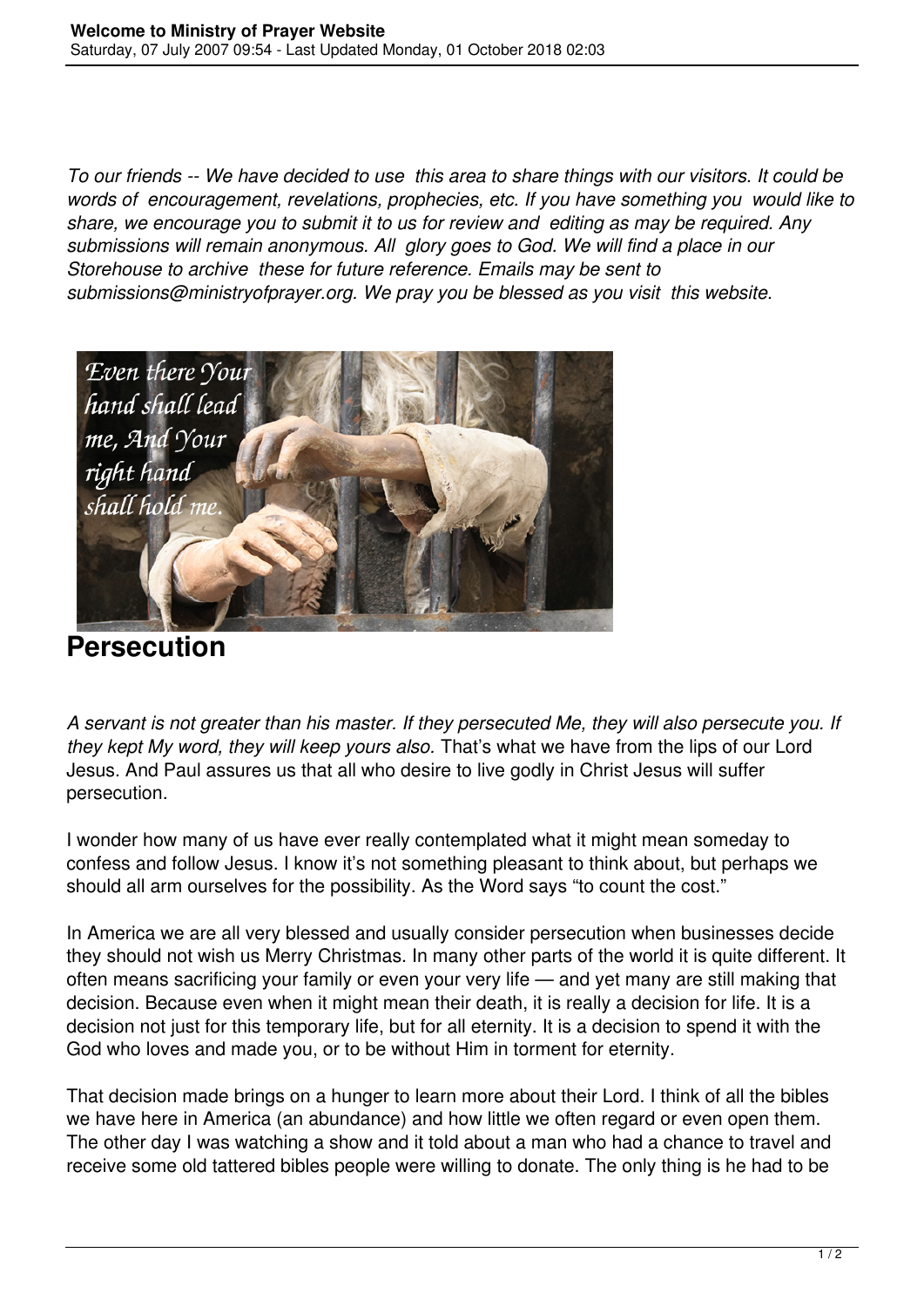*To our friends -- We have decided to use this area to share things with our visitors. It could be words of encouragement, revelations, prophecies, etc. If you have something you would like to share, we encourage you to submit it to us for review and editing as may be required. Any submissions will remain anonymous. All glory goes to God. We will find a place in our Storehouse to archive these for future reference. Emails may be sent to submissions@ministryofprayer.org. We pray you be blessed as you visit this website.*

# Persecution

*A servant is not greater than his master. If they persecuted Me, they will also persecute you. If they kept My word, they will keep yours also.* That's what we have from the lips of our Lord Jesus. And Paul assures us that all who desire to live godly in Christ Jesus will suffer persecution.

I wonder how many of us have ever really contemplated what it might mean someday to confess and follow Jesus. I know it's not something pleasant to think about, but perhaps we should all arm ourselves for the possibility. As the Word says "to count the cost."

In America we are all very blessed and usually consider persecution when businesses decide they should not wish us Merry Christmas. In many other parts of the world it is quite different. It often means sacrificing your family or even your very life — and yet many are still making that decision. Because even when it might mean their death, it is really a decision for life. It is a decision not just for this temporary life, but for all eternity. It is a decision to spend it with the God who loves and made you, or to be without Him in torment for eternity.

That decision made brings on a hunger to learn more about their Lord. I think of all the bibles we have here in America (an abundance) and how little we often regard or even open them. The other day I was watching a show and it told about a man who had a chance to travel and receive some old tattered bibles people were willing to donate. The only thing is he had to be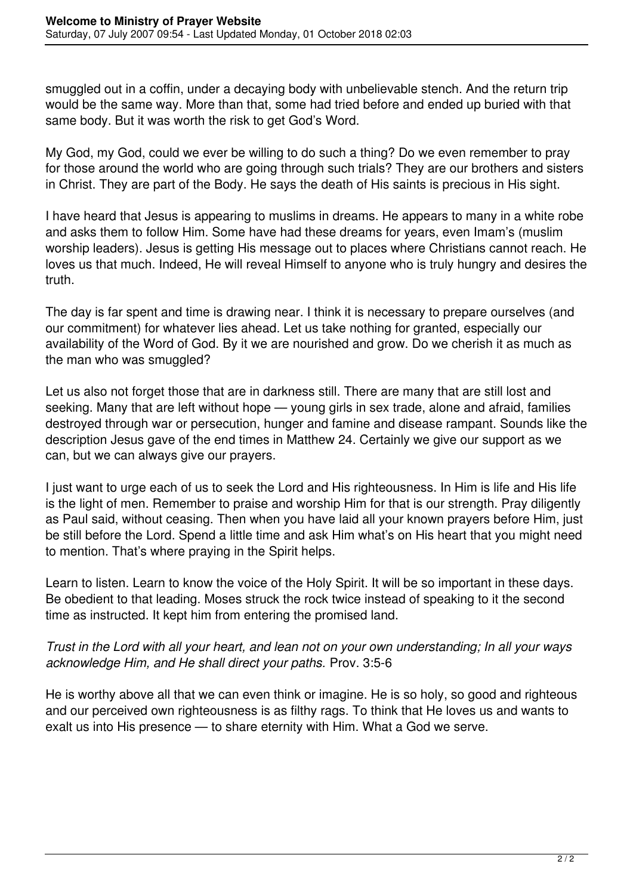smuggled out in a coffin, under a decaying body with unbelievable stench. And the return trip would be the same way. More than that, some had tried before and ended up buried with that same body. But it was worth the risk to get God's Word.

My God, my God, could we ever be willing to do such a thing? Do we even remember to pray for those around the world who are going through such trials? They are our brothers and sisters in Christ. They are part of the Body. He says the death of His saints is precious in His sight.

I have heard that Jesus is appearing to muslims in dreams. He appears to many in a white robe and asks them to follow Him. Some have had these dreams for years, even Imam's (muslim worship leaders). Jesus is getting His message out to places where Christians cannot reach. He loves us that much. Indeed, He will reveal Himself to anyone who is truly hungry and desires the truth.

The day is far spent and time is drawing near. I think it is necessary to prepare ourselves (and our commitment) for whatever lies ahead. Let us take nothing for granted, especially our availability of the Word of God. By it we are nourished and grow. Do we cherish it as much as the man who was smuggled?

Let us also not forget those that are in darkness still. There are many that are still lost and seeking. Many that are left without hope — young girls in sex trade, alone and afraid, families destroyed through war or persecution, hunger and famine and disease rampant. Sounds like the description Jesus gave of the end times in Matthew 24. Certainly we give our support as we can, but we can always give our prayers.

I just want to urge each of us to seek the Lord and His righteousness. In Him is life and His life is the light of men. Remember to praise and worship Him for that is our strength. Pray diligently as Paul said, without ceasing. Then when you have laid all your known prayers before Him, just be still before the Lord. Spend a little time and ask Him what's on His heart that you might need to mention. That's where praying in the Spirit helps.

Learn to listen. Learn to know the voice of the Holy Spirit. It will be so important in these days. Be obedient to that leading. Moses struck the rock twice instead of speaking to it the second time as instructed. It kept him from entering the promised land.

*Trust in the Lord with all your heart, and lean not on your own understanding; In all your ways acknowledge Him, and He shall direct your paths.* Prov. 3:5-6

He is worthy above all that we can even think or imagine. He is so holy, so good and righteous and our perceived own righteousness is as filthy rags. To think that He loves us and wants to exalt us into His presence — to share eternity with Him. What a God we serve.